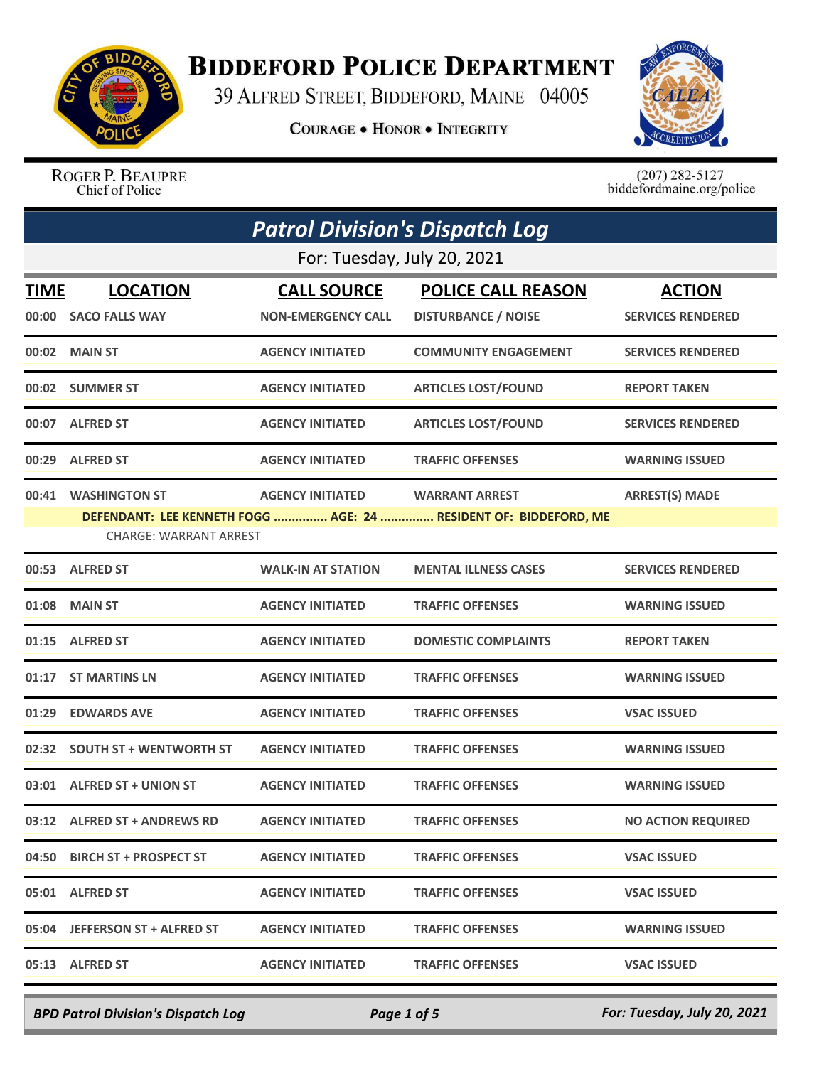# Biddeford Police Department

39 Alfred Street, Biddeford, Maine 04005

**Courage • Honor • Integrity**

Roger P. Beaupre
Chief of Police

(207) 282-5127
biddefordmaine.org/police

## Patrol Division's Dispatch Log

For: Tuesday, July 20, 2021

| TIME | LOCATION | CALL SOURCE | POLICE CALL REASON | ACTION |
|---|---|---|---|---|
| 00:00 | SACO FALLS WAY | NON-EMERGENCY CALL | DISTURBANCE / NOISE | SERVICES RENDERED |
| 00:02 | MAIN ST | AGENCY INITIATED | COMMUNITY ENGAGEMENT | SERVICES RENDERED |
| 00:02 | SUMMER ST | AGENCY INITIATED | ARTICLES LOST/FOUND | REPORT TAKEN |
| 00:07 | ALFRED ST | AGENCY INITIATED | ARTICLES LOST/FOUND | SERVICES RENDERED |
| 00:29 | ALFRED ST | AGENCY INITIATED | TRAFFIC OFFENSES | WARNING ISSUED |
| 00:41 | WASHINGTON ST | AGENCY INITIATED | WARRANT ARREST | ARREST(S) MADE |
| | DEFENDANT: LEE KENNETH FOGG ............... AGE: 24 ............... RESIDENT OF: BIDDEFORD, ME<br>CHARGE: WARRANT ARREST | | | |
| 00:53 | ALFRED ST | WALK-IN AT STATION | MENTAL ILLNESS CASES | SERVICES RENDERED |
| 01:08 | MAIN ST | AGENCY INITIATED | TRAFFIC OFFENSES | WARNING ISSUED |
| 01:15 | ALFRED ST | AGENCY INITIATED | DOMESTIC COMPLAINTS | REPORT TAKEN |
| 01:17 | ST MARTINS LN | AGENCY INITIATED | TRAFFIC OFFENSES | WARNING ISSUED |
| 01:29 | EDWARDS AVE | AGENCY INITIATED | TRAFFIC OFFENSES | VSAC ISSUED |
| 02:32 | SOUTH ST + WENTWORTH ST | AGENCY INITIATED | TRAFFIC OFFENSES | WARNING ISSUED |
| 03:01 | ALFRED ST + UNION ST | AGENCY INITIATED | TRAFFIC OFFENSES | WARNING ISSUED |
| 03:12 | ALFRED ST + ANDREWS RD | AGENCY INITIATED | TRAFFIC OFFENSES | NO ACTION REQUIRED |
| 04:50 | BIRCH ST + PROSPECT ST | AGENCY INITIATED | TRAFFIC OFFENSES | VSAC ISSUED |
| 05:01 | ALFRED ST | AGENCY INITIATED | TRAFFIC OFFENSES | VSAC ISSUED |
| 05:04 | JEFFERSON ST + ALFRED ST | AGENCY INITIATED | TRAFFIC OFFENSES | WARNING ISSUED |
| 05:13 | ALFRED ST | AGENCY INITIATED | TRAFFIC OFFENSES | VSAC ISSUED |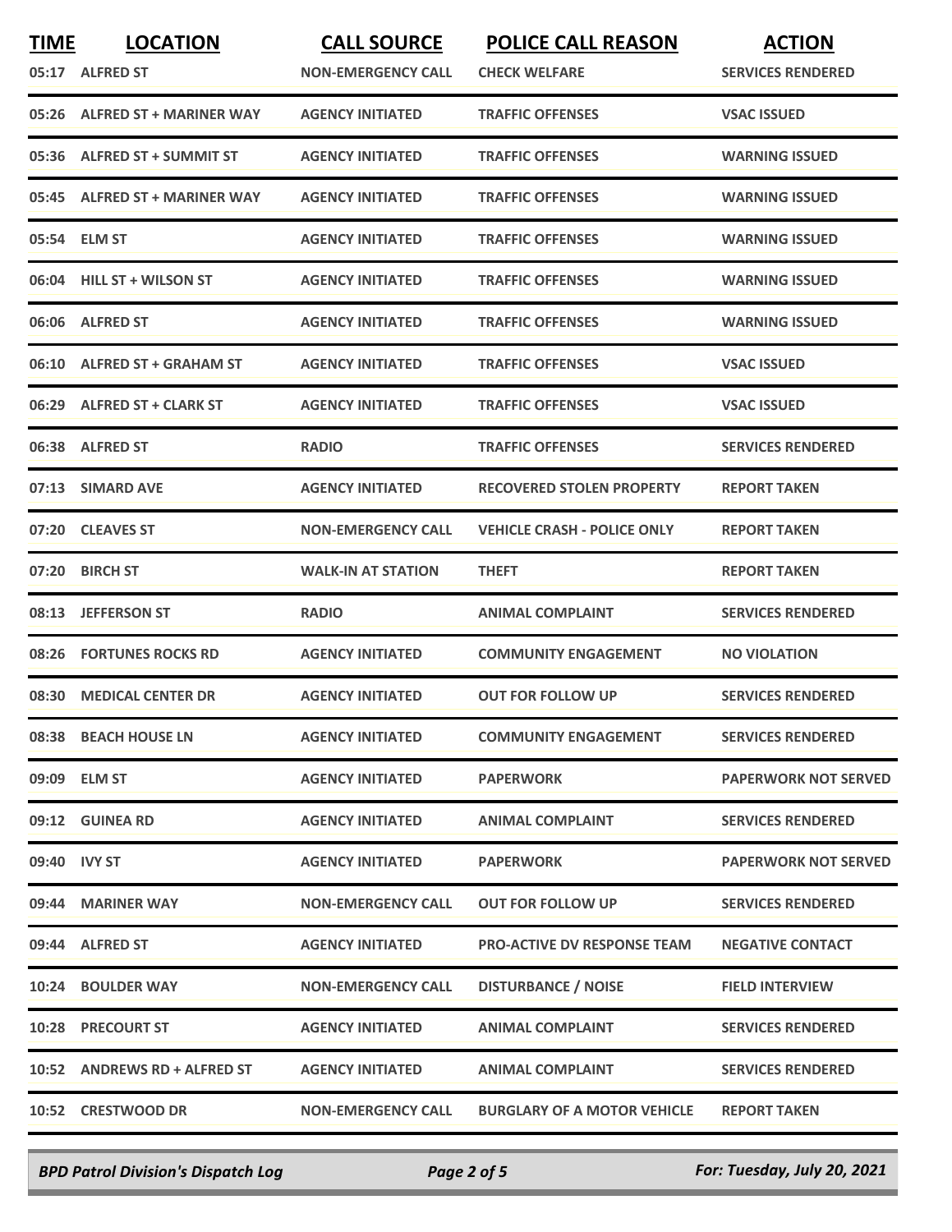| TIME | LOCATION | CALL SOURCE | POLICE CALL REASON | ACTION |
|---|---|---|---|---|
| 05:17 | ALFRED ST | NON-EMERGENCY CALL | CHECK WELFARE | SERVICES RENDERED |
| 05:26 | ALFRED ST + MARINER WAY | AGENCY INITIATED | TRAFFIC OFFENSES | VSAC ISSUED |
| 05:36 | ALFRED ST + SUMMIT ST | AGENCY INITIATED | TRAFFIC OFFENSES | WARNING ISSUED |
| 05:45 | ALFRED ST + MARINER WAY | AGENCY INITIATED | TRAFFIC OFFENSES | WARNING ISSUED |
| 05:54 | ELM ST | AGENCY INITIATED | TRAFFIC OFFENSES | WARNING ISSUED |
| 06:04 | HILL ST + WILSON ST | AGENCY INITIATED | TRAFFIC OFFENSES | WARNING ISSUED |
| 06:06 | ALFRED ST | AGENCY INITIATED | TRAFFIC OFFENSES | WARNING ISSUED |
| 06:10 | ALFRED ST + GRAHAM ST | AGENCY INITIATED | TRAFFIC OFFENSES | VSAC ISSUED |
| 06:29 | ALFRED ST + CLARK ST | AGENCY INITIATED | TRAFFIC OFFENSES | VSAC ISSUED |
| 06:38 | ALFRED ST | RADIO | TRAFFIC OFFENSES | SERVICES RENDERED |
| 07:13 | SIMARD AVE | AGENCY INITIATED | RECOVERED STOLEN PROPERTY | REPORT TAKEN |
| 07:20 | CLEAVES ST | NON-EMERGENCY CALL | VEHICLE CRASH - POLICE ONLY | REPORT TAKEN |
| 07:20 | BIRCH ST | WALK-IN AT STATION | THEFT | REPORT TAKEN |
| 08:13 | JEFFERSON ST | RADIO | ANIMAL COMPLAINT | SERVICES RENDERED |
| 08:26 | FORTUNES ROCKS RD | AGENCY INITIATED | COMMUNITY ENGAGEMENT | NO VIOLATION |
| 08:30 | MEDICAL CENTER DR | AGENCY INITIATED | OUT FOR FOLLOW UP | SERVICES RENDERED |
| 08:38 | BEACH HOUSE LN | AGENCY INITIATED | COMMUNITY ENGAGEMENT | SERVICES RENDERED |
| 09:09 | ELM ST | AGENCY INITIATED | PAPERWORK | PAPERWORK NOT SERVED |
| 09:12 | GUINEA RD | AGENCY INITIATED | ANIMAL COMPLAINT | SERVICES RENDERED |
| 09:40 | IVY ST | AGENCY INITIATED | PAPERWORK | PAPERWORK NOT SERVED |
| 09:44 | MARINER WAY | NON-EMERGENCY CALL | OUT FOR FOLLOW UP | SERVICES RENDERED |
| 09:44 | ALFRED ST | AGENCY INITIATED | PRO-ACTIVE DV RESPONSE TEAM | NEGATIVE CONTACT |
| 10:24 | BOULDER WAY | NON-EMERGENCY CALL | DISTURBANCE / NOISE | FIELD INTERVIEW |
| 10:28 | PRECOURT ST | AGENCY INITIATED | ANIMAL COMPLAINT | SERVICES RENDERED |
| 10:52 | ANDREWS RD + ALFRED ST | AGENCY INITIATED | ANIMAL COMPLAINT | SERVICES RENDERED |
| 10:52 | CRESTWOOD DR | NON-EMERGENCY CALL | BURGLARY OF A MOTOR VEHICLE | REPORT TAKEN |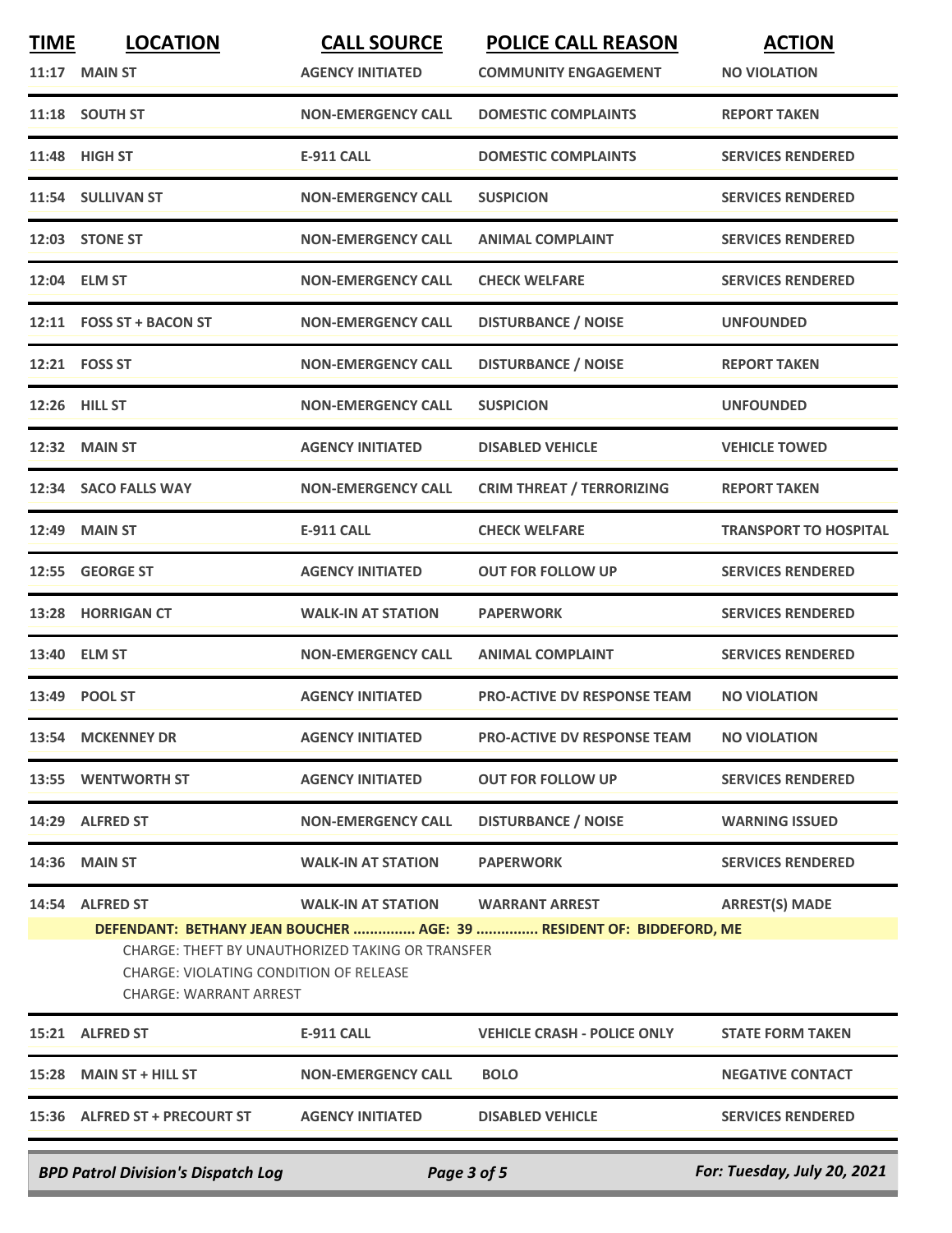| TIME | LOCATION | CALL SOURCE | POLICE CALL REASON | ACTION |
|---|---|---|---|---|
| 11:17 | MAIN ST | AGENCY INITIATED | COMMUNITY ENGAGEMENT | NO VIOLATION |
| 11:18 | SOUTH ST | NON-EMERGENCY CALL | DOMESTIC COMPLAINTS | REPORT TAKEN |
| 11:48 | HIGH ST | E-911 CALL | DOMESTIC COMPLAINTS | SERVICES RENDERED |
| 11:54 | SULLIVAN ST | NON-EMERGENCY CALL | SUSPICION | SERVICES RENDERED |
| 12:03 | STONE ST | NON-EMERGENCY CALL | ANIMAL COMPLAINT | SERVICES RENDERED |
| 12:04 | ELM ST | NON-EMERGENCY CALL | CHECK WELFARE | SERVICES RENDERED |
| 12:11 | FOSS ST + BACON ST | NON-EMERGENCY CALL | DISTURBANCE / NOISE | UNFOUNDED |
| 12:21 | FOSS ST | NON-EMERGENCY CALL | DISTURBANCE / NOISE | REPORT TAKEN |
| 12:26 | HILL ST | NON-EMERGENCY CALL | SUSPICION | UNFOUNDED |
| 12:32 | MAIN ST | AGENCY INITIATED | DISABLED VEHICLE | VEHICLE TOWED |
| 12:34 | SACO FALLS WAY | NON-EMERGENCY CALL | CRIM THREAT / TERRORIZING | REPORT TAKEN |
| 12:49 | MAIN ST | E-911 CALL | CHECK WELFARE | TRANSPORT TO HOSPITAL |
| 12:55 | GEORGE ST | AGENCY INITIATED | OUT FOR FOLLOW UP | SERVICES RENDERED |
| 13:28 | HORRIGAN CT | WALK-IN AT STATION | PAPERWORK | SERVICES RENDERED |
| 13:40 | ELM ST | NON-EMERGENCY CALL | ANIMAL COMPLAINT | SERVICES RENDERED |
| 13:49 | POOL ST | AGENCY INITIATED | PRO-ACTIVE DV RESPONSE TEAM | NO VIOLATION |
| 13:54 | MCKENNEY DR | AGENCY INITIATED | PRO-ACTIVE DV RESPONSE TEAM | NO VIOLATION |
| 13:55 | WENTWORTH ST | AGENCY INITIATED | OUT FOR FOLLOW UP | SERVICES RENDERED |
| 14:29 | ALFRED ST | NON-EMERGENCY CALL | DISTURBANCE / NOISE | WARNING ISSUED |
| 14:36 | MAIN ST | WALK-IN AT STATION | PAPERWORK | SERVICES RENDERED |
| 14:54 | ALFRED ST | WALK-IN AT STATION | WARRANT ARREST | ARREST(S) MADE |

**DEFENDANT: BETHANY JEAN BOUCHER ............... AGE: 39 ............... RESIDENT OF: BIDDEFORD, ME**

CHARGE: THEFT BY UNAUTHORIZED TAKING OR TRANSFER
CHARGE: VIOLATING CONDITION OF RELEASE
CHARGE: WARRANT ARREST

| TIME | LOCATION | CALL SOURCE | POLICE CALL REASON | ACTION |
|---|---|---|---|---|
| 15:21 | ALFRED ST | E-911 CALL | VEHICLE CRASH - POLICE ONLY | STATE FORM TAKEN |
| 15:28 | MAIN ST + HILL ST | NON-EMERGENCY CALL | BOLO | NEGATIVE CONTACT |
| 15:36 | ALFRED ST + PRECOURT ST | AGENCY INITIATED | DISABLED VEHICLE | SERVICES RENDERED |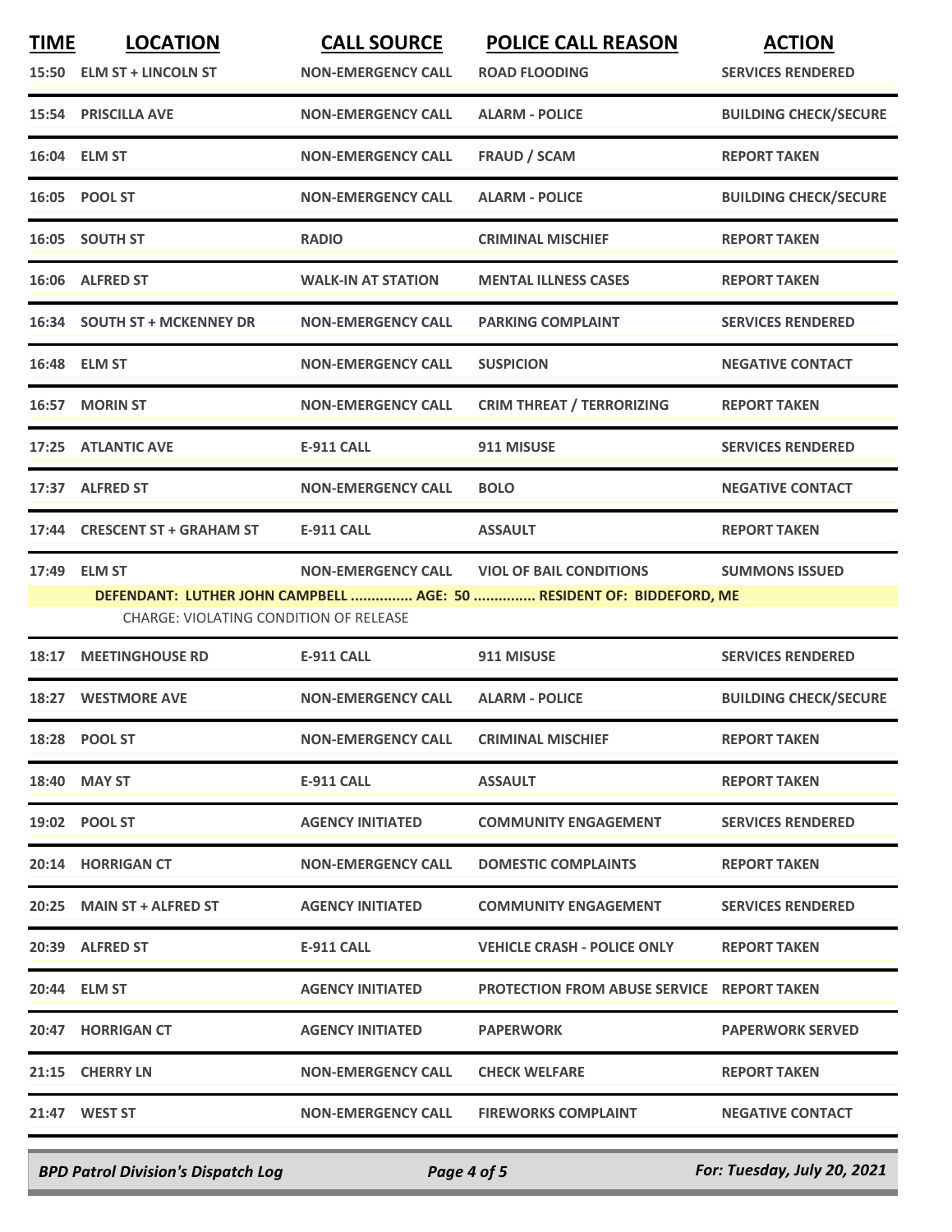| TIME | LOCATION | CALL SOURCE | POLICE CALL REASON | ACTION |
|---|---|---|---|---|
| 15:50 | ELM ST + LINCOLN ST | NON-EMERGENCY CALL | ROAD FLOODING | SERVICES RENDERED |
| 15:54 | PRISCILLA AVE | NON-EMERGENCY CALL | ALARM - POLICE | BUILDING CHECK/SECURE |
| 16:04 | ELM ST | NON-EMERGENCY CALL | FRAUD / SCAM | REPORT TAKEN |
| 16:05 | POOL ST | NON-EMERGENCY CALL | ALARM - POLICE | BUILDING CHECK/SECURE |
| 16:05 | SOUTH ST | RADIO | CRIMINAL MISCHIEF | REPORT TAKEN |
| 16:06 | ALFRED ST | WALK-IN AT STATION | MENTAL ILLNESS CASES | REPORT TAKEN |
| 16:34 | SOUTH ST + MCKENNEY DR | NON-EMERGENCY CALL | PARKING COMPLAINT | SERVICES RENDERED |
| 16:48 | ELM ST | NON-EMERGENCY CALL | SUSPICION | NEGATIVE CONTACT |
| 16:57 | MORIN ST | NON-EMERGENCY CALL | CRIM THREAT / TERRORIZING | REPORT TAKEN |
| 17:25 | ATLANTIC AVE | E-911 CALL | 911 MISUSE | SERVICES RENDERED |
| 17:37 | ALFRED ST | NON-EMERGENCY CALL | BOLO | NEGATIVE CONTACT |
| 17:44 | CRESCENT ST + GRAHAM ST | E-911 CALL | ASSAULT | REPORT TAKEN |
| 17:49 | ELM ST | NON-EMERGENCY CALL | VIOL OF BAIL CONDITIONS | SUMMONS ISSUED |
| | DEFENDANT: LUTHER JOHN CAMPBELL ............... AGE: 50 ............... RESIDENT OF: BIDDEFORD, ME<br>CHARGE: VIOLATING CONDITION OF RELEASE | | | |
| 18:17 | MEETINGHOUSE RD | E-911 CALL | 911 MISUSE | SERVICES RENDERED |
| 18:27 | WESTMORE AVE | NON-EMERGENCY CALL | ALARM - POLICE | BUILDING CHECK/SECURE |
| 18:28 | POOL ST | NON-EMERGENCY CALL | CRIMINAL MISCHIEF | REPORT TAKEN |
| 18:40 | MAY ST | E-911 CALL | ASSAULT | REPORT TAKEN |
| 19:02 | POOL ST | AGENCY INITIATED | COMMUNITY ENGAGEMENT | SERVICES RENDERED |
| 20:14 | HORRIGAN CT | NON-EMERGENCY CALL | DOMESTIC COMPLAINTS | REPORT TAKEN |
| 20:25 | MAIN ST + ALFRED ST | AGENCY INITIATED | COMMUNITY ENGAGEMENT | SERVICES RENDERED |
| 20:39 | ALFRED ST | E-911 CALL | VEHICLE CRASH - POLICE ONLY | REPORT TAKEN |
| 20:44 | ELM ST | AGENCY INITIATED | PROTECTION FROM ABUSE SERVICE | REPORT TAKEN |
| 20:47 | HORRIGAN CT | AGENCY INITIATED | PAPERWORK | PAPERWORK SERVED |
| 21:15 | CHERRY LN | NON-EMERGENCY CALL | CHECK WELFARE | REPORT TAKEN |
| 21:47 | WEST ST | NON-EMERGENCY CALL | FIREWORKS COMPLAINT | NEGATIVE CONTACT |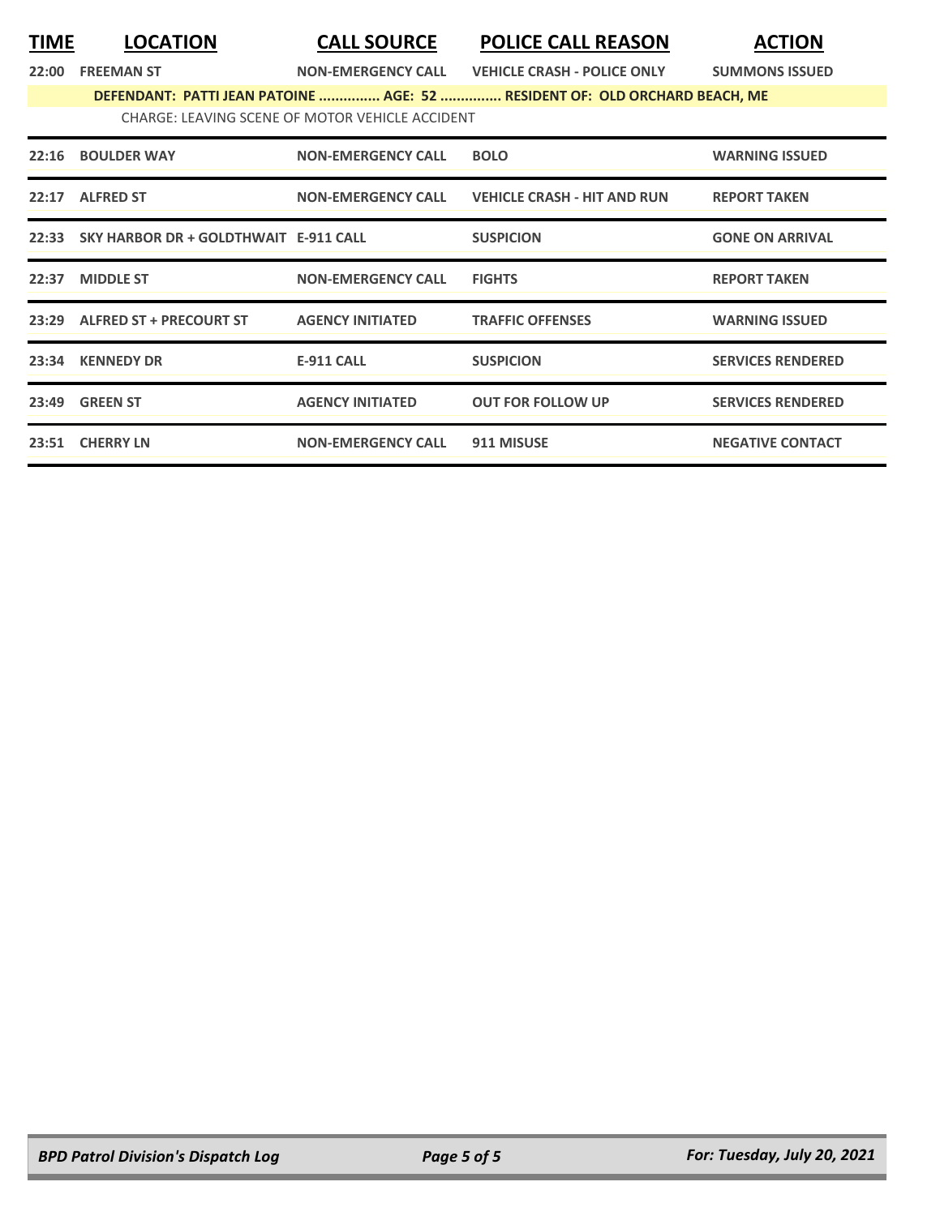| TIME | LOCATION | CALL SOURCE | POLICE CALL REASON | ACTION |
|---|---|---|---|---|
| 22:00 | FREEMAN ST | NON-EMERGENCY CALL | VEHICLE CRASH - POLICE ONLY | SUMMONS ISSUED |
| | DEFENDANT: PATTI JEAN PATOINE ............... AGE: 52 ............... RESIDENT OF: OLD ORCHARD BEACH, ME | | | |
| | CHARGE: LEAVING SCENE OF MOTOR VEHICLE ACCIDENT | | | |
| 22:16 | BOULDER WAY | NON-EMERGENCY CALL | BOLO | WARNING ISSUED |
| 22:17 | ALFRED ST | NON-EMERGENCY CALL | VEHICLE CRASH - HIT AND RUN | REPORT TAKEN |
| 22:33 | SKY HARBOR DR + GOLDTHWAIT | E-911 CALL | SUSPICION | GONE ON ARRIVAL |
| 22:37 | MIDDLE ST | NON-EMERGENCY CALL | FIGHTS | REPORT TAKEN |
| 23:29 | ALFRED ST + PRECOURT ST | AGENCY INITIATED | TRAFFIC OFFENSES | WARNING ISSUED |
| 23:34 | KENNEDY DR | E-911 CALL | SUSPICION | SERVICES RENDERED |
| 23:49 | GREEN ST | AGENCY INITIATED | OUT FOR FOLLOW UP | SERVICES RENDERED |
| 23:51 | CHERRY LN | NON-EMERGENCY CALL | 911 MISUSE | NEGATIVE CONTACT |